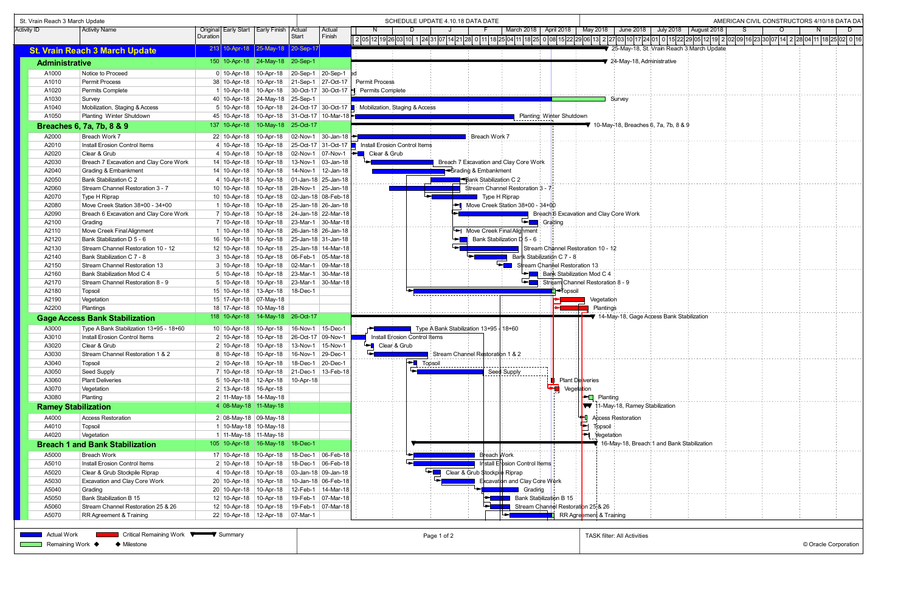St. Vrain Reach 3 March Update

SCHEDULE UPDATE 4.10.18 DATA DATE

AMERICAN CIVIL CONSTRUCTORS 4/10/18 DATA DATE

| Activity ID | Activity Name | Original Duration | Early Start | Early Finish | Actual Start | Actual Finish |
|---|---|---|---|---|---|---|
| **St. Vrain Reach 3 March Update** | | 213 | 10-Apr-18 | 25-May-18 | 20-Sep-17 | |
| **Administrative** | | 150 | 10-Apr-18 | 24-May-18 | 20-Sep-1 | |
| A1000 | Notice to Proceed | 0 | 10-Apr-18 | 10-Apr-18 | 20-Sep-1 | 20-Sep-1 |
| A1010 | Permit Process | 38 | 10-Apr-18 | 10-Apr-18 | 21-Sep-1 | 27-Oct-17 |
| A1020 | Permits Complete | 1 | 10-Apr-18 | 10-Apr-18 | 30-Oct-17 | 30-Oct-17 |
| A1030 | Survey | 40 | 10-Apr-18 | 24-May-18 | 25-Sep-1 | |
| A1040 | Mobilization, Staging & Access | 5 | 10-Apr-18 | 10-Apr-18 | 24-Oct-17 | 30-Oct-17 |
| A1050 | Planting Winter Shutdown | 45 | 10-Apr-18 | 10-Apr-18 | 31-Oct-17 | 10-Mar-18 |
| **Breaches 6, 7a, 7b, 8 & 9** | | 137 | 10-Apr-18 | 10-May-18 | 25-Oct-17 | |
| A2000 | Breach Work 7 | 22 | 10-Apr-18 | 10-Apr-18 | 02-Nov-1 | 30-Jan-18 |
| A2010 | Install Erosion Control Items | 4 | 10-Apr-18 | 10-Apr-18 | 25-Oct-17 | 31-Oct-17 |
| A2020 | Clear & Grub | 4 | 10-Apr-18 | 10-Apr-18 | 02-Nov-1 | 07-Nov-1 |
| A2030 | Breach 7 Excavation and Clay Core Work | 14 | 10-Apr-18 | 10-Apr-18 | 13-Nov-1 | 03-Jan-18 |
| A2040 | Grading & Embankment | 14 | 10-Apr-18 | 10-Apr-18 | 14-Nov-1 | 12-Jan-18 |
| A2050 | Bank Stabilization C 2 | 4 | 10-Apr-18 | 10-Apr-18 | 01-Jan-18 | 25-Jan-18 |
| A2060 | Stream Channel Restoration 3 - 7 | 10 | 10-Apr-18 | 10-Apr-18 | 28-Nov-1 | 25-Jan-18 |
| A2070 | Type H Riprap | 10 | 10-Apr-18 | 10-Apr-18 | 02-Jan-18 | 08-Feb-18 |
| A2080 | Move Creek Station 38+00 - 34+00 | 1 | 10-Apr-18 | 10-Apr-18 | 25-Jan-18 | 26-Jan-18 |
| A2090 | Breach 6 Excavation and Clay Core Work | 7 | 10-Apr-18 | 10-Apr-18 | 24-Jan-18 | 22-Mar-18 |
| A2100 | Grading | 7 | 10-Apr-18 | 10-Apr-18 | 23-Mar-1 | 30-Mar-18 |
| A2110 | Move Creek Final Alignment | 1 | 10-Apr-18 | 10-Apr-18 | 26-Jan-18 | 26-Jan-18 |
| A2120 | Bank Stabilization D 5 - 6 | 16 | 10-Apr-18 | 10-Apr-18 | 25-Jan-18 | 31-Jan-18 |
| A2130 | Stream Channel Restoration 10 - 12 | 12 | 10-Apr-18 | 10-Apr-18 | 25-Jan-18 | 14-Mar-18 |
| A2140 | Bank Stabilization C 7 - 8 | 3 | 10-Apr-18 | 10-Apr-18 | 06-Feb-18 | 05-Mar-18 |
| A2150 | Stream Channel Restoration 13 | 3 | 10-Apr-18 | 10-Apr-18 | 02-Mar-1 | 09-Mar-18 |
| A2160 | Bank Stabilization Mod C 4 | 5 | 10-Apr-18 | 10-Apr-18 | 23-Mar-1 | 30-Mar-18 |
| A2170 | Stream Channel Restoration 8 - 9 | 5 | 10-Apr-18 | 10-Apr-18 | 23-Mar-1 | 30-Mar-18 |
| A2180 | Topsoil | 15 | 10-Apr-18 | 13-Apr-18 | 18-Dec-1 | |
| A2190 | Vegetation | 15 | 17-Apr-18 | 07-May-18 | | |
| A2200 | Plantings | 18 | 17-Apr-18 | 10-May-18 | | |
| **Gage Access Bank Stabilization** | | 118 | 10-Apr-18 | 14-May-18 | 26-Oct-17 | |
| A3000 | Type A Bank Stabilization 13+95 - 18+60 | 10 | 10-Apr-18 | 10-Apr-18 | 16-Nov-1 | 15-Dec-1 |
| A3010 | Install Erosion Control Items | 2 | 10-Apr-18 | 10-Apr-18 | 26-Oct-17 | 09-Nov-1 |
| A3020 | Clear & Grub | 2 | 10-Apr-18 | 10-Apr-18 | 13-Nov-1 | 15-Nov-1 |
| A3030 | Stream Channel Restoration 1 & 2 | 8 | 10-Apr-18 | 10-Apr-18 | 16-Nov-1 | 29-Dec-1 |
| A3040 | Topsoil | 2 | 10-Apr-18 | 10-Apr-18 | 18-Dec-1 | 20-Dec-1 |
| A3050 | Seed Supply | 7 | 10-Apr-18 | 10-Apr-18 | 21-Dec-1 | 13-Feb-18 |
| A3060 | Plant Deliveries | 5 | 10-Apr-18 | 12-Apr-18 | 10-Apr-18 | |
| A3070 | Vegetation | 2 | 13-Apr-18 | 16-Apr-18 | | |
| A3080 | Planting | 2 | 11-May-18 | 14-May-18 | | |
| **Ramey Stabilization** | | 4 | 08-May-18 | 11-May-18 | | |
| A4000 | Access Restoration | 2 | 08-May-18 | 09-May-18 | | |
| A4010 | Topsoil | 1 | 10-May-18 | 10-May-18 | | |
| A4020 | Vegetation | 1 | 11-May-18 | 11-May-18 | | |
| **Breach 1 and Bank Stabilization** | | 105 | 10-Apr-18 | 16-May-18 | 18-Dec-1 | |
| A5000 | Breach Work | 17 | 10-Apr-18 | 10-Apr-18 | 18-Dec-1 | 06-Feb-18 |
| A5010 | Install Erosion Control Items | 2 | 10-Apr-18 | 10-Apr-18 | 18-Dec-1 | 06-Feb-18 |
| A5020 | Clear & Grub Stockpile Riprap | 4 | 10-Apr-18 | 10-Apr-18 | 03-Jan-18 | 09-Jan-18 |
| A5030 | Excavation and Clay Core Work | 20 | 10-Apr-18 | 10-Apr-18 | 10-Jan-18 | 06-Feb-18 |
| A5040 | Grading | 20 | 10-Apr-18 | 10-Apr-18 | 12-Feb-1 | 14-Mar-18 |
| A5050 | Bank Stabilization B 15 | 12 | 10-Apr-18 | 10-Apr-18 | 19-Feb-1 | 07-Mar-18 |
| A5060 | Stream Channel Restoration 25 & 26 | 12 | 10-Apr-18 | 10-Apr-18 | 19-Feb-1 | 07-Mar-18 |
| A5070 | RR Agreement & Training | 22 | 10-Apr-18 | 12-Apr-18 | 07-Mar-1 | |

Legend: Actual Work | Critical Remaining Work | Summary | Remaining Work | Milestone

TASK filter: All Activities

© Oracle Corporation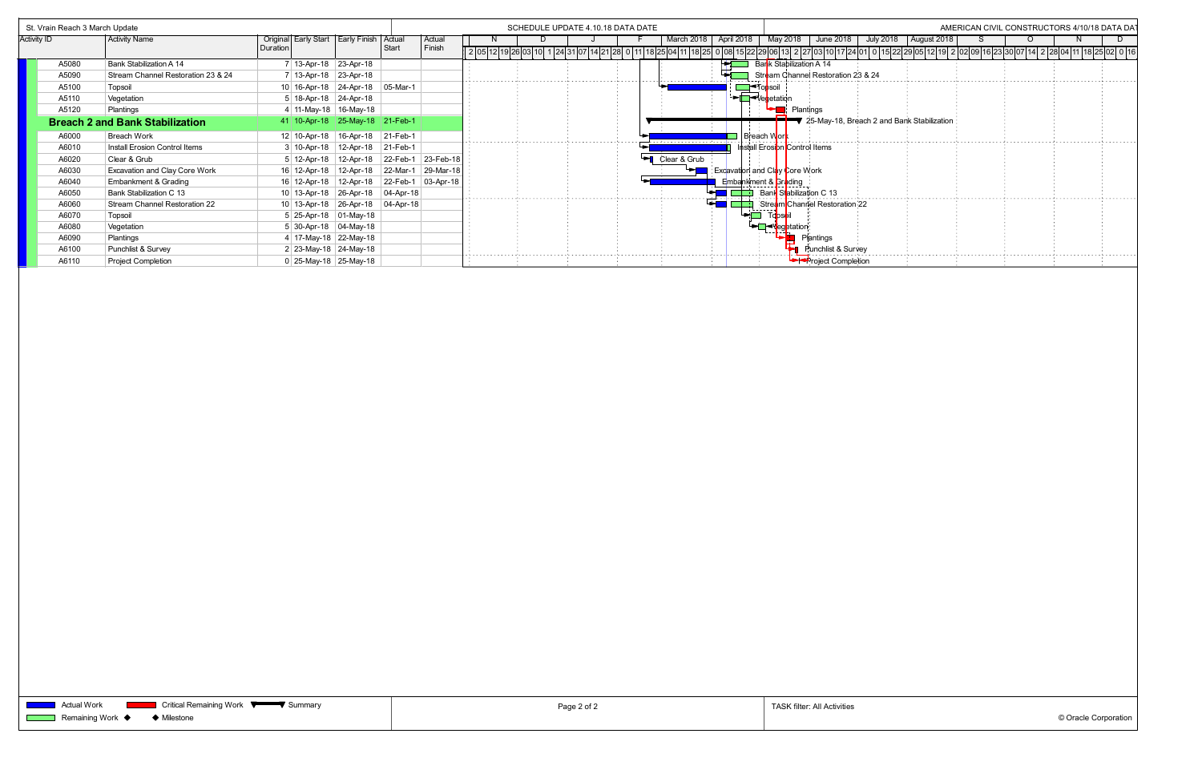St. Vrain Reach 3 March Update

SCHEDULE UPDATE 4.10.18 DATA DATE

AMERICAN CIVIL CONSTRUCTORS 4/10/18 DATA DAT

| Activity ID | Activity Name | Original Duration | Early Start | Early Finish | Actual Start | Actual Finish |
|---|---|---|---|---|---|---|
| A5080 | Bank Stabilization A 14 | 7 | 13-Apr-18 | 23-Apr-18 | | |
| A5090 | Stream Channel Restoration 23 & 24 | 7 | 13-Apr-18 | 23-Apr-18 | | |
| A5100 | Topsoil | 10 | 16-Apr-18 | 24-Apr-18 | 05-Mar-1 | |
| A5110 | Vegetation | 5 | 18-Apr-18 | 24-Apr-18 | | |
| A5120 | Plantings | 4 | 11-May-18 | 16-May-18 | | |
| **Breach 2 and Bank Stabilization** | | 41 | 10-Apr-18 | 25-May-18 | 21-Feb-1 | |
| A6000 | Breach Work | 12 | 10-Apr-18 | 16-Apr-18 | 21-Feb-1 | |
| A6010 | Install Erosion Control Items | 3 | 10-Apr-18 | 12-Apr-18 | 21-Feb-1 | |
| A6020 | Clear & Grub | 5 | 12-Apr-18 | 12-Apr-18 | 22-Feb-1 | 23-Feb-18 |
| A6030 | Excavation and Clay Core Work | 16 | 12-Apr-18 | 12-Apr-18 | 22-Mar-1 | 29-Mar-18 |
| A6040 | Embankment & Grading | 16 | 12-Apr-18 | 12-Apr-18 | 22-Feb-1 | 03-Apr-18 |
| A6050 | Bank Stabilization C 13 | 10 | 13-Apr-18 | 26-Apr-18 | 04-Apr-18 | |
| A6060 | Stream Channel Restoration 22 | 10 | 13-Apr-18 | 26-Apr-18 | 04-Apr-18 | |
| A6070 | Topsoil | 5 | 25-Apr-18 | 01-May-18 | | |
| A6080 | Vegetation | 5 | 30-Apr-18 | 04-May-18 | | |
| A6090 | Plantings | 4 | 17-May-18 | 22-May-18 | | |
| A6100 | Punchlist & Survey | 2 | 23-May-18 | 24-May-18 | | |
| A6110 | Project Completion | 0 | 25-May-18 | 25-May-18 | | |

N D J F March 2018 April 2018 May 2018 June 2018 July 2018 August 2018 S O N D

Bank Stabilization A 14
Stream Channel Restoration 23 & 24
Topsoil
Vegetation
Plantings
25-May-18, Breach 2 and Bank Stabilization
Breach Work
Install Erosion Control Items
Clear & Grub
Excavation and Clay Core Work
Embankment & Grading
Bank Stabilization C 13
Stream Channel Restoration 22
Topsoil
Vegetation
Plantings
Punchlist & Survey
Project Completion

Actual Work | Critical Remaining Work | Summary | Remaining Work | Milestone

TASK filter: All Activities

© Oracle Corporation